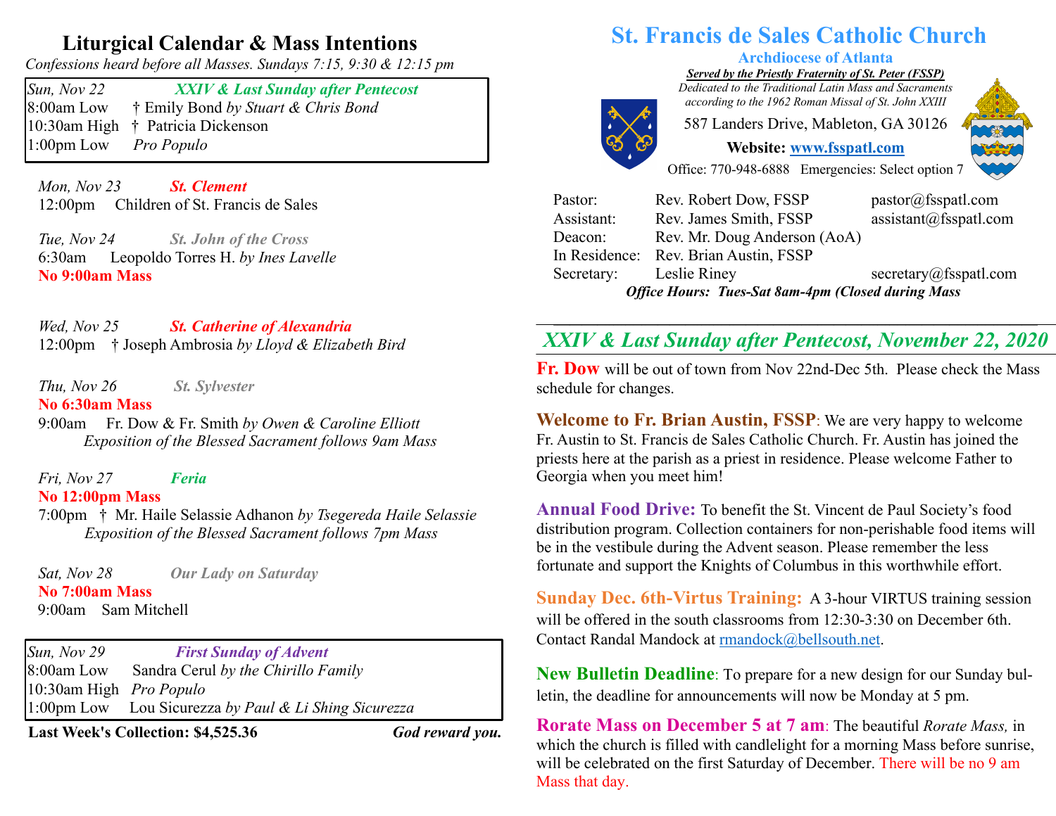## Liturgical Calendar & Mass Intentions

*Confessions heard before all Masses. Sundays 7:15, 9:30 & 12:15 pm*

*Sun, Nov 22* ***XXIV & Last Sunday after Pentecost***
8:00am Low † Emily Bond *by Stuart & Chris Bond*
10:30am High † Patricia Dickenson
1:00pm Low *Pro Populo*

*Mon, Nov 23* ***St. Clement***
12:00pm Children of St. Francis de Sales

*Tue, Nov 24* ***St. John of the Cross***
6:30am Leopoldo Torres H. *by Ines Lavelle*
**No 9:00am Mass**

*Wed, Nov 25* ***St. Catherine of Alexandria***
12:00pm † Joseph Ambrosia *by Lloyd & Elizabeth Bird*

*Thu, Nov 26* ***St. Sylvester***
**No 6:30am Mass**
9:00am Fr. Dow & Fr. Smith *by Owen & Caroline Elliott*
*Exposition of the Blessed Sacrament follows 9am Mass*

*Fri, Nov 27* ***Feria***
**No 12:00pm Mass**
7:00pm † Mr. Haile Selassie Adhanon *by Tsegereda Haile Selassie*
*Exposition of the Blessed Sacrament follows 7pm Mass*

*Sat, Nov 28* ***Our Lady on Saturday***
**No 7:00am Mass**
9:00am Sam Mitchell

*Sun, Nov 29* ***First Sunday of Advent***
8:00am Low Sandra Cerul *by the Chirillo Family*
10:30am High *Pro Populo*
1:00pm Low Lou Sicurezza *by Paul & Li Shing Sicurezza*

**Last Week's Collection: $4,525.36** ***God reward you.***

# St. Francis de Sales Catholic Church

### Archdiocese of Atlanta

***Served by the Priestly Fraternity of St. Peter (FSSP)***
*Dedicated to the Traditional Latin Mass and Sacraments according to the 1962 Roman Missal of St. John XXIII*

587 Landers Drive, Mableton, GA 30126

**Website: www.fsspatl.com**

Office: 770-948-6888 Emergencies: Select option 7

| | | |
|---|---|---|
| Pastor: | Rev. Robert Dow, FSSP | pastor@fsspatl.com |
| Assistant: | Rev. James Smith, FSSP | assistant@fsspatl.com |
| Deacon: | Rev. Mr. Doug Anderson (AoA) | |
| In Residence: | Rev. Brian Austin, FSSP | |
| Secretary: | Leslie Riney | secretary@fsspatl.com |

***Office Hours: Tues-Sat 8am-4pm (Closed during Mass***

## *XXIV & Last Sunday after Pentecost, November 22, 2020*

**Fr. Dow** will be out of town from Nov 22nd-Dec 5th. Please check the Mass schedule for changes.

**Welcome to Fr. Brian Austin, FSSP**: We are very happy to welcome Fr. Austin to St. Francis de Sales Catholic Church. Fr. Austin has joined the priests here at the parish as a priest in residence. Please welcome Father to Georgia when you meet him!

**Annual Food Drive:** To benefit the St. Vincent de Paul Society's food distribution program. Collection containers for non-perishable food items will be in the vestibule during the Advent season. Please remember the less fortunate and support the Knights of Columbus in this worthwhile effort.

**Sunday Dec. 6th-Virtus Training:** A 3-hour VIRTUS training session will be offered in the south classrooms from 12:30-3:30 on December 6th. Contact Randal Mandock at rmandock@bellsouth.net.

**New Bulletin Deadline**: To prepare for a new design for our Sunday bulletin, the deadline for announcements will now be Monday at 5 pm.

**Rorate Mass on December 5 at 7 am**: The beautiful *Rorate Mass,* in which the church is filled with candlelight for a morning Mass before sunrise, will be celebrated on the first Saturday of December. There will be no 9 am Mass that day.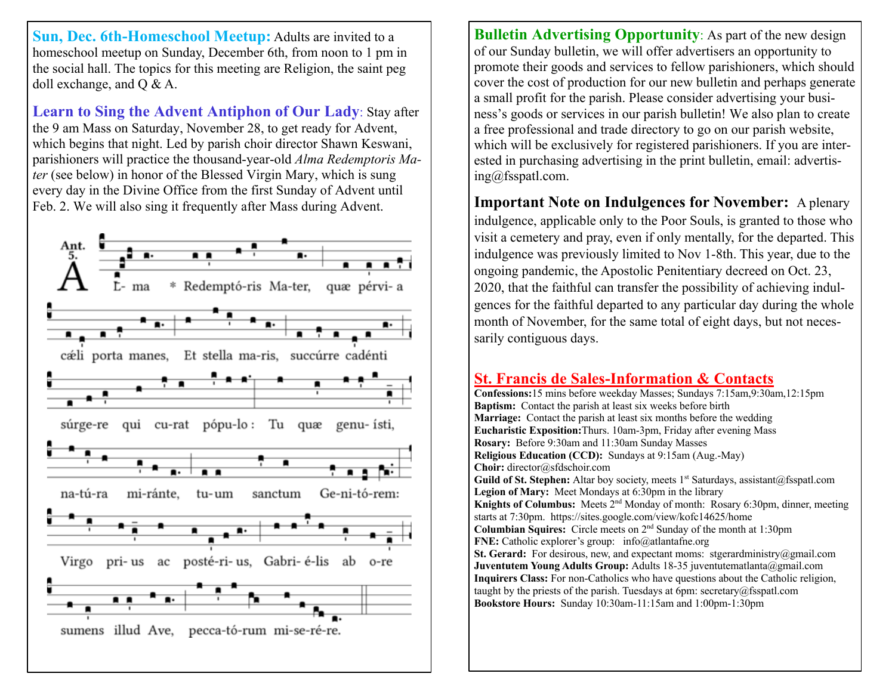**Sun, Dec. 6th-Homeschool Meetup:** Adults are invited to a homeschool meetup on Sunday, December 6th, from noon to 1 pm in the social hall. The topics for this meeting are Religion, the saint peg doll exchange, and Q & A.

**Learn to Sing the Advent Antiphon of Our Lady**: Stay after the 9 am Mass on Saturday, November 28, to get ready for Advent, which begins that night. Led by parish choir director Shawn Keswani, parishioners will practice the thousand-year-old *Alma Redemptoris Mater* (see below) in honor of the Blessed Virgin Mary, which is sung every day in the Divine Office from the first Sunday of Advent until Feb. 2. We will also sing it frequently after Mass during Advent.

Ant. 5.

Alma * Redemptóris Mater, quæ pérvia cæli porta manes, Et stella maris, succúrre cadénti súrgere qui curat pópulo: Tu quæ genuísti, natúra miránte, tuum sanctum Genitórem: Virgo prius ac postérius, Gabriélis ab ore sumens illud Ave, peccatórum miserére.

**Bulletin Advertising Opportunity**: As part of the new design of our Sunday bulletin, we will offer advertisers an opportunity to promote their goods and services to fellow parishioners, which should cover the cost of production for our new bulletin and perhaps generate a small profit for the parish. Please consider advertising your business's goods or services in our parish bulletin! We also plan to create a free professional and trade directory to go on our parish website, which will be exclusively for registered parishioners. If you are interested in purchasing advertising in the print bulletin, email: advertising@fsspatl.com.

**Important Note on Indulgences for November:** A plenary indulgence, applicable only to the Poor Souls, is granted to those who visit a cemetery and pray, even if only mentally, for the departed. This indulgence was previously limited to Nov 1-8th. This year, due to the ongoing pandemic, the Apostolic Penitentiary decreed on Oct. 23, 2020, that the faithful can transfer the possibility of achieving indulgences for the faithful departed to any particular day during the whole month of November, for the same total of eight days, but not necessarily contiguous days.

## St. Francis de Sales-Information & Contacts

**Confessions:** 15 mins before weekday Masses; Sundays 7:15am, 9:30am, 12:15pm
**Baptism:** Contact the parish at least six weeks before birth
**Marriage:** Contact the parish at least six months before the wedding
**Eucharistic Exposition:** Thurs. 10am-3pm, Friday after evening Mass
**Rosary:** Before 9:30am and 11:30am Sunday Masses
**Religious Education (CCD):** Sundays at 9:15am (Aug.-May)
**Choir:** director@sfdschoir.com
**Guild of St. Stephen:** Altar boy society, meets 1st Saturdays, assistant@fsspatl.com
**Legion of Mary:** Meet Mondays at 6:30pm in the library
**Knights of Columbus:** Meets 2nd Monday of month: Rosary 6:30pm, dinner, meeting starts at 7:30pm. https://sites.google.com/view/kofc14625/home
**Columbian Squires:** Circle meets on 2nd Sunday of the month at 1:30pm
**FNE:** Catholic explorer's group: info@atlantafne.org
**St. Gerard:** For desirous, new, and expectant moms: stgerardministry@gmail.com
**Juventutem Young Adults Group:** Adults 18-35 juventutematlanta@gmail.com
**Inquirers Class:** For non-Catholics who have questions about the Catholic religion, taught by the priests of the parish. Tuesdays at 6pm: secretary@fsspatl.com
**Bookstore Hours:** Sunday 10:30am-11:15am and 1:00pm-1:30pm